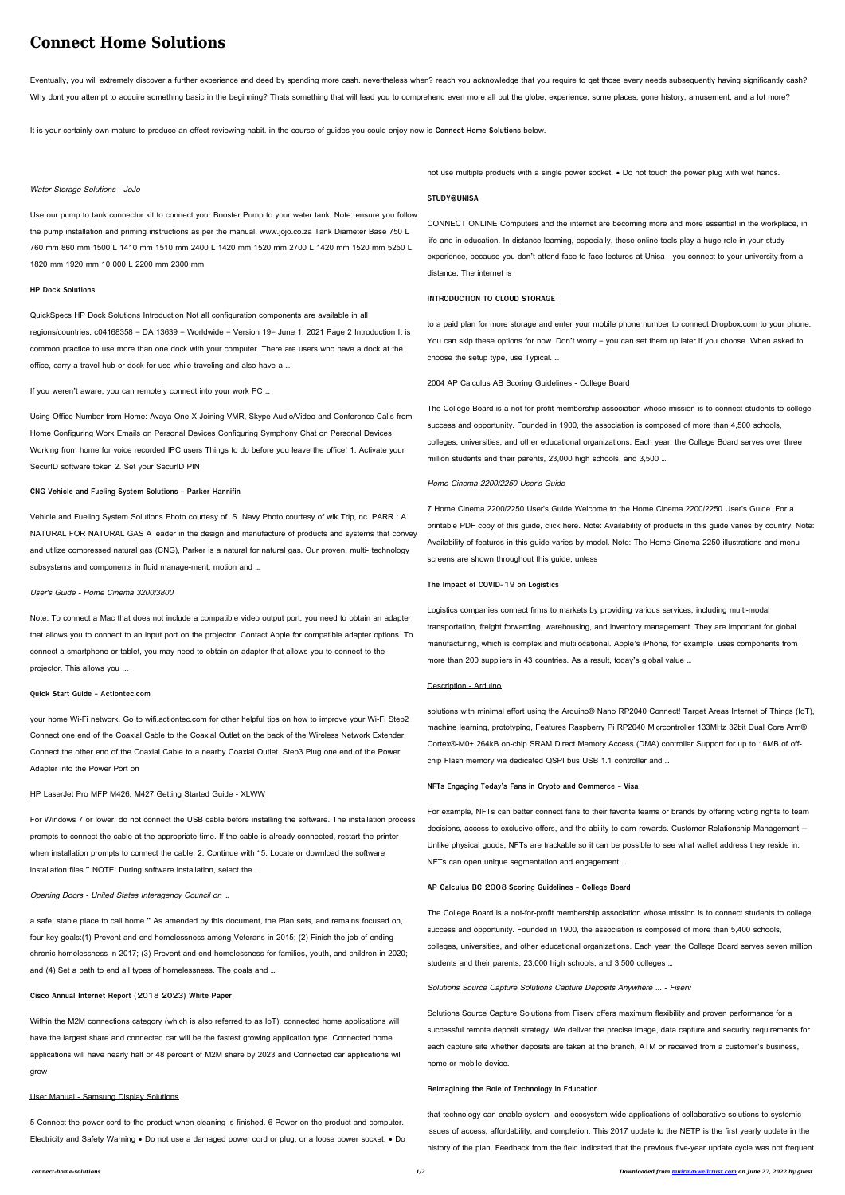# Connect Home Solutions

Eventually, you will extremely discover a further experience and deed by spending more cash. nevertheless when? reach you acknowledge that you require to get those every needs subsequently having significantly cash? Why dont you attempt to acquire something basic in the beginning? Thats something that will lead you to comprehend even more all but the globe, experience, some places, gone history, amusement, and a lot more?

It is your certainly own mature to produce an effect reviewing habit. in the course of guides you could enjoy now is **Connect Home Solutions** below.

*Water Storage Solutions - JoJo*

Use our pump to tank connector kit to connect your Booster Pump to your water tank. Note: ensure you follow the pump installation and priming instructions as per the manual. www.jojo.co.za Tank Diameter Base 750 L 760 mm 860 mm 1500 L 1410 mm 1510 mm 2400 L 1420 mm 1520 mm 2700 L 1420 mm 1520 mm 5250 L 1820 mm 1920 mm 10 000 L 2200 mm 2300 mm

**HP Dock Solutions**

QuickSpecs HP Dock Solutions Introduction Not all configuration components are available in all regions/countries. c04168358 – DA 13639 – Worldwide – Version 19– June 1, 2021 Page 2 Introduction It is common practice to use more than one dock with your computer. There are users who have a dock at the office, carry a travel hub or dock for use while traveling and also have a …

If you weren't aware, you can remotely connect into your work PC …

Using Office Number from Home: Avaya One-X Joining VMR, Skype Audio/Video and Conference Calls from Home Configuring Work Emails on Personal Devices Configuring Symphony Chat on Personal Devices Working from home for voice recorded IPC users Things to do before you leave the office! 1. Activate your SecurID software token 2. Set your SecurID PIN

**CNG Vehicle and Fueling System Solutions - Parker Hannifin**

Vehicle and Fueling System Solutions Photo courtesy of .S. Navy Photo courtesy of wik Trip, nc. PARR : A NATURAL FOR NATURAL GAS A leader in the design and manufacture of products and systems that convey and utilize compressed natural gas (CNG), Parker is a natural for natural gas. Our proven, multi- technology subsystems and components in fluid manage-ment, motion and …

*User's Guide - Home Cinema 3200/3800*

Note: To connect a Mac that does not include a compatible video output port, you need to obtain an adapter that allows you to connect to an input port on the projector. Contact Apple for compatible adapter options. To connect a smartphone or tablet, you may need to obtain an adapter that allows you to connect to the projector. This allows you ...

**Quick Start Guide - Actiontec.com**

your home Wi-Fi network. Go to wifi.actiontec.com for other helpful tips on how to improve your Wi-Fi Step2 Connect one end of the Coaxial Cable to the Coaxial Outlet on the back of the Wireless Network Extender. Connect the other end of the Coaxial Cable to a nearby Coaxial Outlet. Step3 Plug one end of the Power Adapter into the Power Port on

HP LaserJet Pro MFP M426, M427 Getting Started Guide - XLWW

For Windows 7 or lower, do not connect the USB cable before installing the software. The installation process prompts to connect the cable at the appropriate time. If the cable is already connected, restart the printer when installation prompts to connect the cable. 2. Continue with "5. Locate or download the software installation files." NOTE: During software installation, select the ...

*Opening Doors - United States Interagency Council on …*

a safe, stable place to call home." As amended by this document, the Plan sets, and remains focused on, four key goals:(1) Prevent and end homelessness among Veterans in 2015; (2) Finish the job of ending chronic homelessness in 2017; (3) Prevent and end homelessness for families, youth, and children in 2020; and (4) Set a path to end all types of homelessness. The goals and …

**Cisco Annual Internet Report (2018 2023) White Paper**

Within the M2M connections category (which is also referred to as IoT), connected home applications will have the largest share and connected car will be the fastest growing application type. Connected home applications will have nearly half or 48 percent of M2M share by 2023 and Connected car applications will grow

User Manual - Samsung Display Solutions

5 Connect the power cord to the product when cleaning is finished. 6 Power on the product and computer. Electricity and Safety Warning • Do not use a damaged power cord or plug, or a loose power socket. • Do not use multiple products with a single power socket. • Do not touch the power plug with wet hands.

**STUDY@UNISA**

CONNECT ONLINE Computers and the internet are becoming more and more essential in the workplace, in life and in education. In distance learning, especially, these online tools play a huge role in your study experience, because you don't attend face-to-face lectures at Unisa - you connect to your university from a distance. The internet is

**INTRODUCTION TO CLOUD STORAGE**

to a paid plan for more storage and enter your mobile phone number to connect Dropbox.com to your phone. You can skip these options for now. Don't worry – you can set them up later if you choose. When asked to choose the setup type, use Typical. …

2004 AP Calculus AB Scoring Guidelines - College Board

The College Board is a not-for-profit membership association whose mission is to connect students to college success and opportunity. Founded in 1900, the association is composed of more than 4,500 schools, colleges, universities, and other educational organizations. Each year, the College Board serves over three million students and their parents, 23,000 high schools, and 3,500 …

*Home Cinema 2200/2250 User's Guide*

7 Home Cinema 2200/2250 User's Guide Welcome to the Home Cinema 2200/2250 User's Guide. For a printable PDF copy of this guide, click here. Note: Availability of products in this guide varies by country. Note: Availability of features in this guide varies by model. Note: The Home Cinema 2250 illustrations and menu screens are shown throughout this guide, unless

**The Impact of COVID-19 on Logistics**

Logistics companies connect firms to markets by providing various services, including multi-modal transportation, freight forwarding, warehousing, and inventory management. They are important for global manufacturing, which is complex and multilocational. Apple's iPhone, for example, uses components from more than 200 suppliers in 43 countries. As a result, today's global value …

Description - Arduino

solutions with minimal effort using the Arduino® Nano RP2040 Connect! Target Areas Internet of Things (IoT), machine learning, prototyping, Features Raspberry Pi RP2040 Micrcontroller 133MHz 32bit Dual Core Arm® Cortex®-M0+ 264kB on-chip SRAM Direct Memory Access (DMA) controller Support for up to 16MB of off-chip Flash memory via dedicated QSPI bus USB 1.1 controller and …

**NFTs Engaging Today's Fans in Crypto and Commerce - Visa**

For example, NFTs can better connect fans to their favorite teams or brands by offering voting rights to team decisions, access to exclusive offers, and the ability to earn rewards. Customer Relationship Management — Unlike physical goods, NFTs are trackable so it can be possible to see what wallet address they reside in. NFTs can open unique segmentation and engagement …

**AP Calculus BC 2008 Scoring Guidelines - College Board**

The College Board is a not-for-profit membership association whose mission is to connect students to college success and opportunity. Founded in 1900, the association is composed of more than 5,400 schools, colleges, universities, and other educational organizations. Each year, the College Board serves seven million students and their parents, 23,000 high schools, and 3,500 colleges …

*Solutions Source Capture Solutions Capture Deposits Anywhere ... - Fiserv*

Solutions Source Capture Solutions from Fiserv offers maximum flexibility and proven performance for a successful remote deposit strategy. We deliver the precise image, data capture and security requirements for each capture site whether deposits are taken at the branch, ATM or received from a customer's business, home or mobile device.

**Reimagining the Role of Technology in Education**

that technology can enable system- and ecosystem-wide applications of collaborative solutions to systemic issues of access, affordability, and completion. This 2017 update to the NETP is the first yearly update in the history of the plan. Feedback from the field indicated that the previous five-year update cycle was not frequent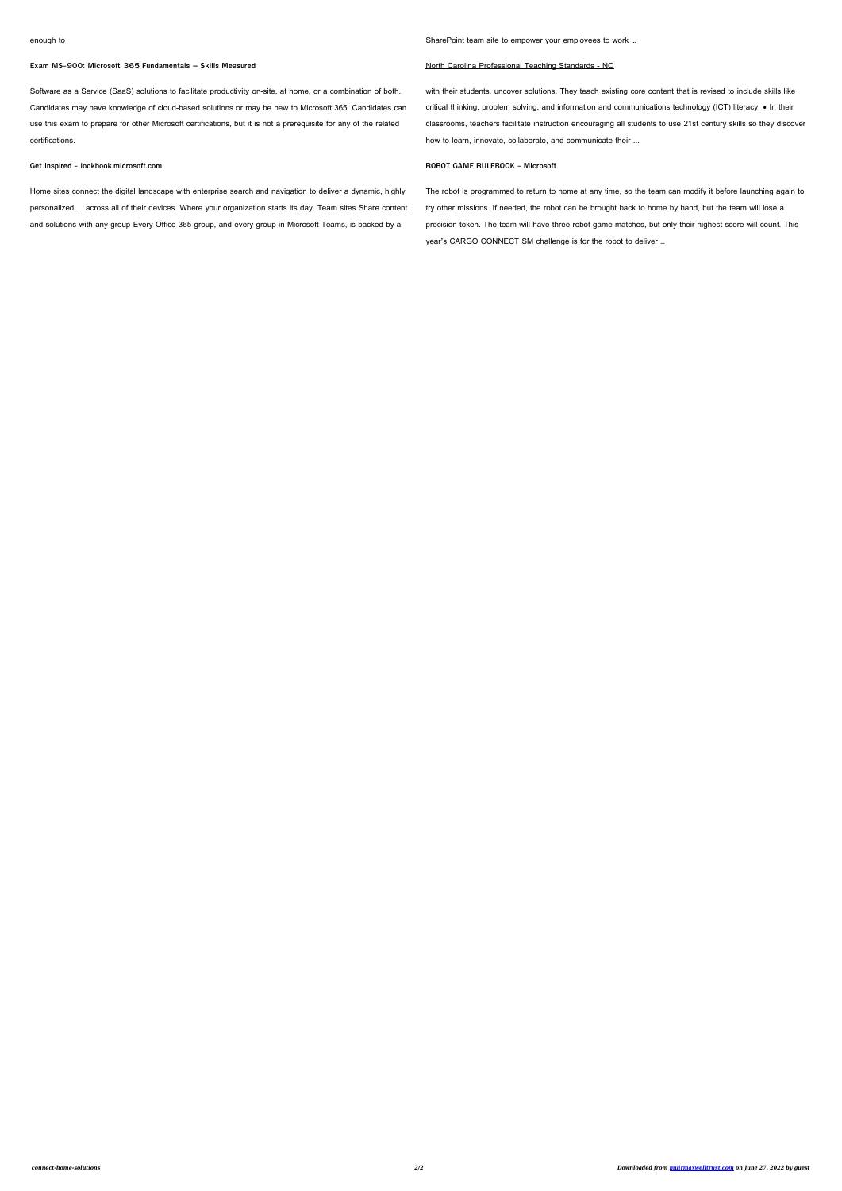enough to

**Exam MS-900: Microsoft 365 Fundamentals – Skills Measured**

Software as a Service (SaaS) solutions to facilitate productivity on-site, at home, or a combination of both. Candidates may have knowledge of cloud-based solutions or may be new to Microsoft 365. Candidates can use this exam to prepare for other Microsoft certifications, but it is not a prerequisite for any of the related certifications.

**Get inspired - lookbook.microsoft.com**

Home sites connect the digital landscape with enterprise search and navigation to deliver a dynamic, highly personalized ... across all of their devices. Where your organization starts its day. Team sites Share content and solutions with any group Every Office 365 group, and every group in Microsoft Teams, is backed by a SharePoint team site to empower your employees to work …

North Carolina Professional Teaching Standards - NC

with their students, uncover solutions. They teach existing core content that is revised to include skills like critical thinking, problem solving, and information and communications technology (ICT) literacy. • In their classrooms, teachers facilitate instruction encouraging all students to use 21st century skills so they discover how to learn, innovate, collaborate, and communicate their ...

**ROBOT GAME RULEBOOK - Microsoft**

The robot is programmed to return to home at any time, so the team can modify it before launching again to try other missions. If needed, the robot can be brought back to home by hand, but the team will lose a precision token. The team will have three robot game matches, but only their highest score will count. This year's CARGO CONNECT SM challenge is for the robot to deliver …